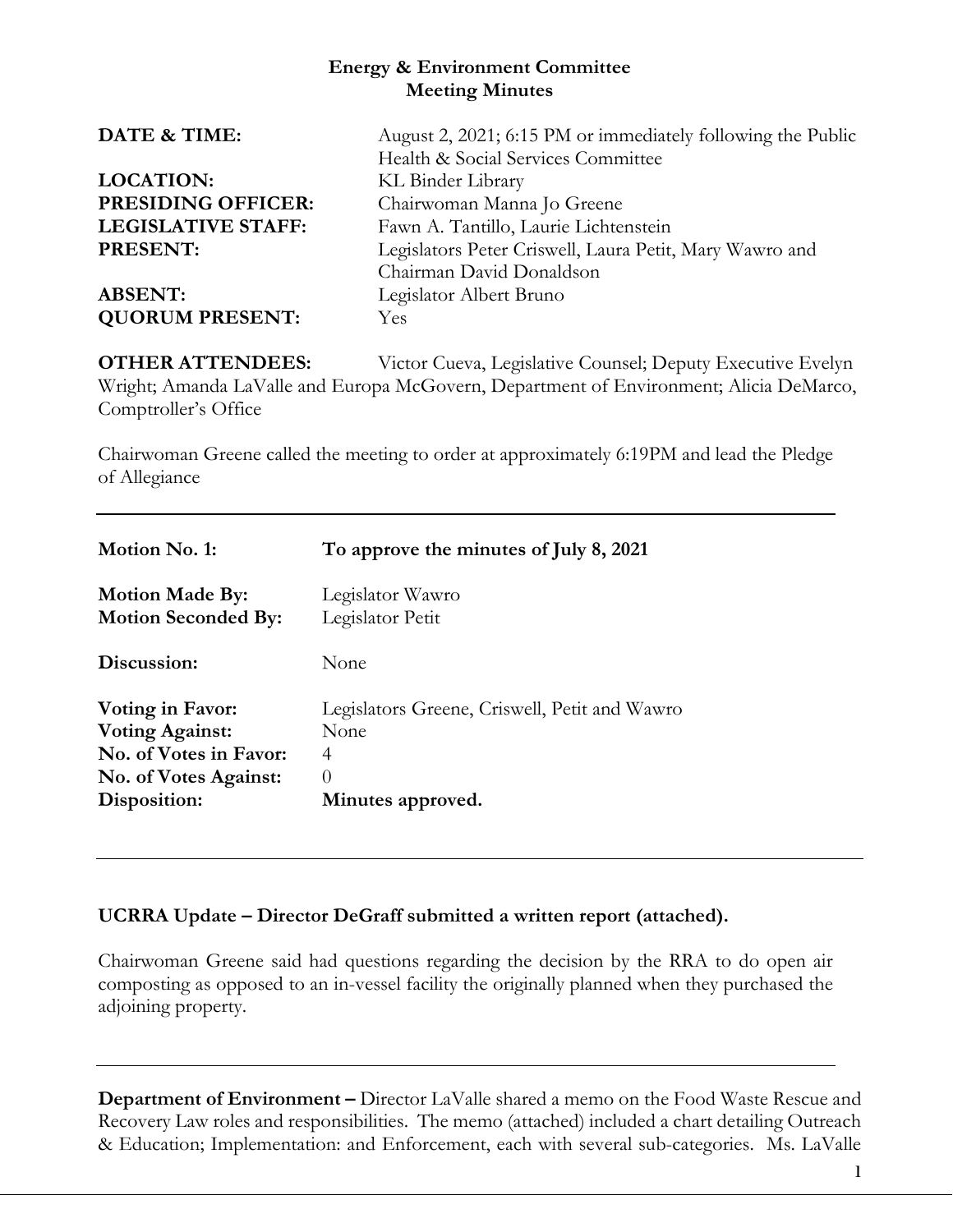# Energy & Environment Committee
## Meeting Minutes

**DATE & TIME:** August 2, 2021; 6:15 PM or immediately following the Public Health & Social Services Committee

**LOCATION:** KL Binder Library

**PRESIDING OFFICER:** Chairwoman Manna Jo Greene

**LEGISLATIVE STAFF:** Fawn A. Tantillo, Laurie Lichtenstein

**PRESENT:** Legislators Peter Criswell, Laura Petit, Mary Wawro and Chairman David Donaldson

**ABSENT:** Legislator Albert Bruno

**QUORUM PRESENT:** Yes

**OTHER ATTENDEES:** Victor Cueva, Legislative Counsel; Deputy Executive Evelyn Wright; Amanda LaValle and Europa McGovern, Department of Environment; Alicia DeMarco, Comptroller's Office

Chairwoman Greene called the meeting to order at approximately 6:19PM and lead the Pledge of Allegiance

---

**Motion No. 1:** **To approve the minutes of July 8, 2021**

**Motion Made By:** Legislator Wawro
**Motion Seconded By:** Legislator Petit

**Discussion:** None

**Voting in Favor:** Legislators Greene, Criswell, Petit and Wawro
**Voting Against:** None
**No. of Votes in Favor:** 4
**No. of Votes Against:** 0
**Disposition:** **Minutes approved.**

---

**UCRRA Update – Director DeGraff submitted a written report (attached).**

Chairwoman Greene said had questions regarding the decision by the RRA to do open air composting as opposed to an in-vessel facility the originally planned when they purchased the adjoining property.

---

**Department of Environment –** Director LaValle shared a memo on the Food Waste Rescue and Recovery Law roles and responsibilities. The memo (attached) included a chart detailing Outreach & Education; Implementation: and Enforcement, each with several sub-categories. Ms. LaValle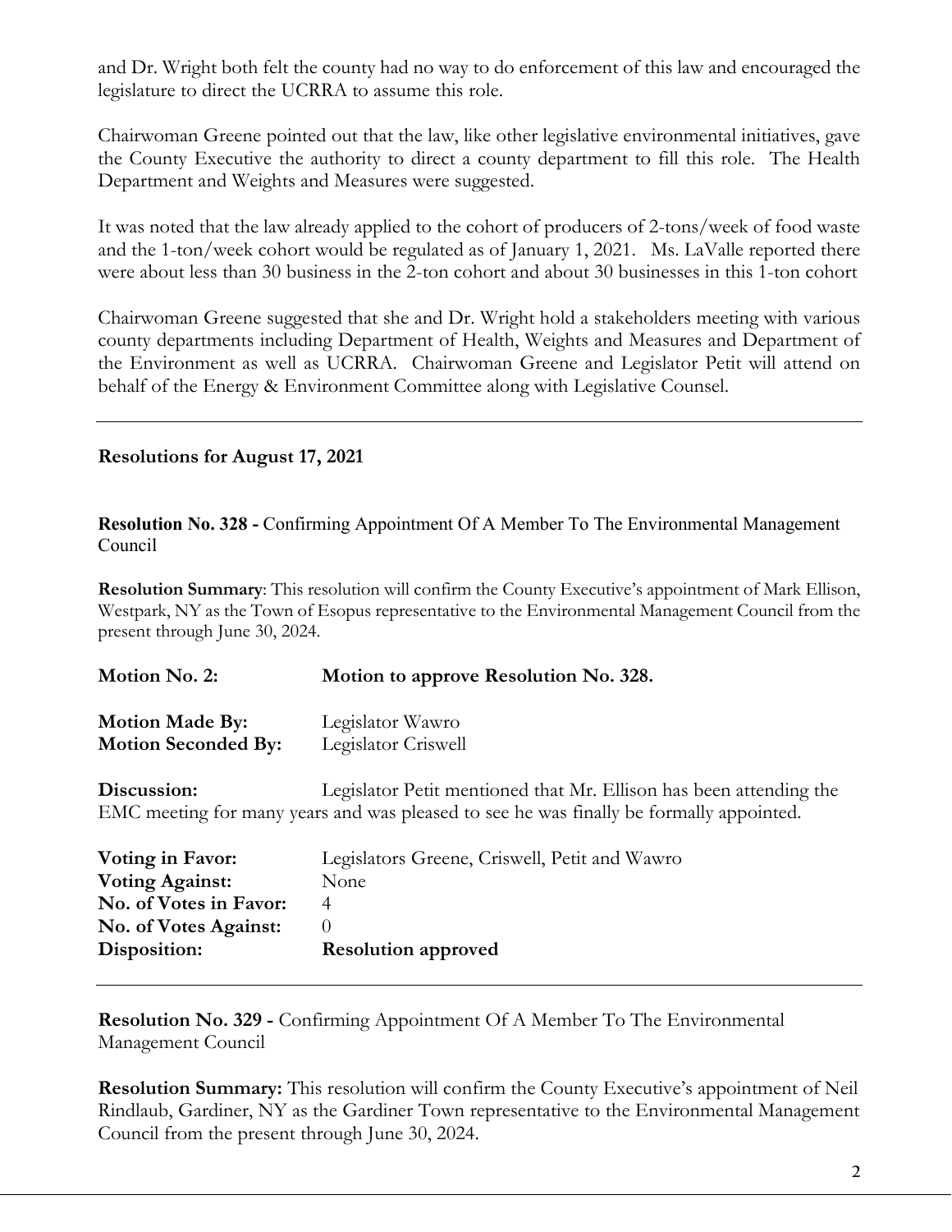and Dr. Wright both felt the county had no way to do enforcement of this law and encouraged the legislature to direct the UCRRA to assume this role.

Chairwoman Greene pointed out that the law, like other legislative environmental initiatives, gave the County Executive the authority to direct a county department to fill this role. The Health Department and Weights and Measures were suggested.

It was noted that the law already applied to the cohort of producers of 2-tons/week of food waste and the 1-ton/week cohort would be regulated as of January 1, 2021. Ms. LaValle reported there were about less than 30 business in the 2-ton cohort and about 30 businesses in this 1-ton cohort

Chairwoman Greene suggested that she and Dr. Wright hold a stakeholders meeting with various county departments including Department of Health, Weights and Measures and Department of the Environment as well as UCRRA. Chairwoman Greene and Legislator Petit will attend on behalf of the Energy & Environment Committee along with Legislative Counsel.

---

**Resolutions for August 17, 2021**

**Resolution No. 328 -** Confirming Appointment Of A Member To The Environmental Management Council

**Resolution Summary**: This resolution will confirm the County Executive's appointment of Mark Ellison, Westpark, NY as the Town of Esopus representative to the Environmental Management Council from the present through June 30, 2024.

**Motion No. 2:** **Motion to approve Resolution No. 328.**

**Motion Made By:** Legislator Wawro
**Motion Seconded By:** Legislator Criswell

**Discussion:** Legislator Petit mentioned that Mr. Ellison has been attending the EMC meeting for many years and was pleased to see he was finally be formally appointed.

**Voting in Favor:** Legislators Greene, Criswell, Petit and Wawro
**Voting Against:** None
**No. of Votes in Favor:** 4
**No. of Votes Against:** 0
**Disposition:** **Resolution approved**

---

**Resolution No. 329 -** Confirming Appointment Of A Member To The Environmental Management Council

**Resolution Summary:** This resolution will confirm the County Executive's appointment of Neil Rindlaub, Gardiner, NY as the Gardiner Town representative to the Environmental Management Council from the present through June 30, 2024.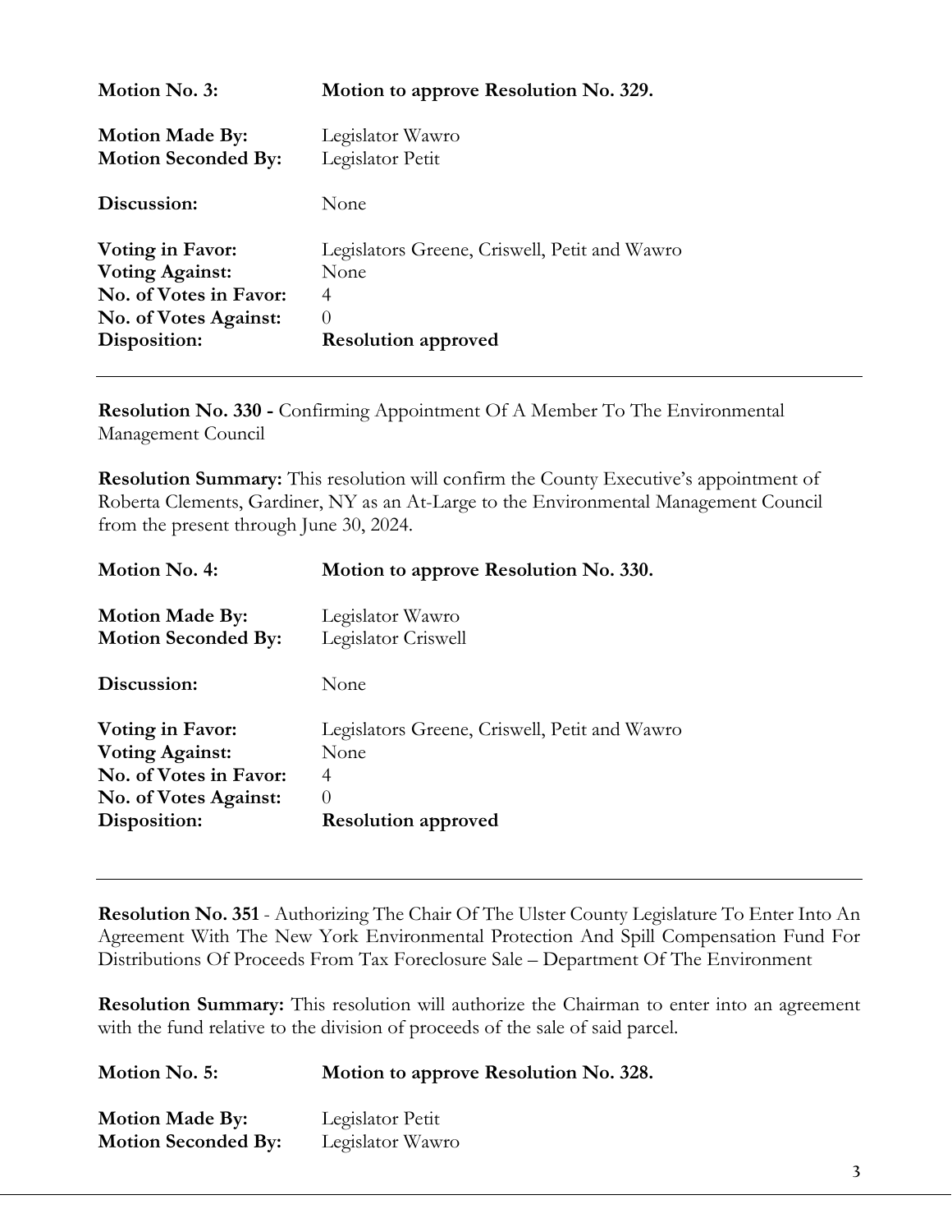**Motion No. 3:** **Motion to approve Resolution No. 329.**

**Motion Made By:** Legislator Wawro
**Motion Seconded By:** Legislator Petit

**Discussion:** None

**Voting in Favor:** Legislators Greene, Criswell, Petit and Wawro
**Voting Against:** None
**No. of Votes in Favor:** 4
**No. of Votes Against:** 0
**Disposition:** **Resolution approved**

---

**Resolution No. 330 -** Confirming Appointment Of A Member To The Environmental Management Council

**Resolution Summary:** This resolution will confirm the County Executive's appointment of Roberta Clements, Gardiner, NY as an At-Large to the Environmental Management Council from the present through June 30, 2024.

**Motion No. 4:** **Motion to approve Resolution No. 330.**

**Motion Made By:** Legislator Wawro
**Motion Seconded By:** Legislator Criswell

**Discussion:** None

**Voting in Favor:** Legislators Greene, Criswell, Petit and Wawro
**Voting Against:** None
**No. of Votes in Favor:** 4
**No. of Votes Against:** 0
**Disposition:** **Resolution approved**

---

**Resolution No. 351** - Authorizing The Chair Of The Ulster County Legislature To Enter Into An Agreement With The New York Environmental Protection And Spill Compensation Fund For Distributions Of Proceeds From Tax Foreclosure Sale – Department Of The Environment

**Resolution Summary:** This resolution will authorize the Chairman to enter into an agreement with the fund relative to the division of proceeds of the sale of said parcel.

**Motion No. 5:** **Motion to approve Resolution No. 328.**

**Motion Made By:** Legislator Petit
**Motion Seconded By:** Legislator Wawro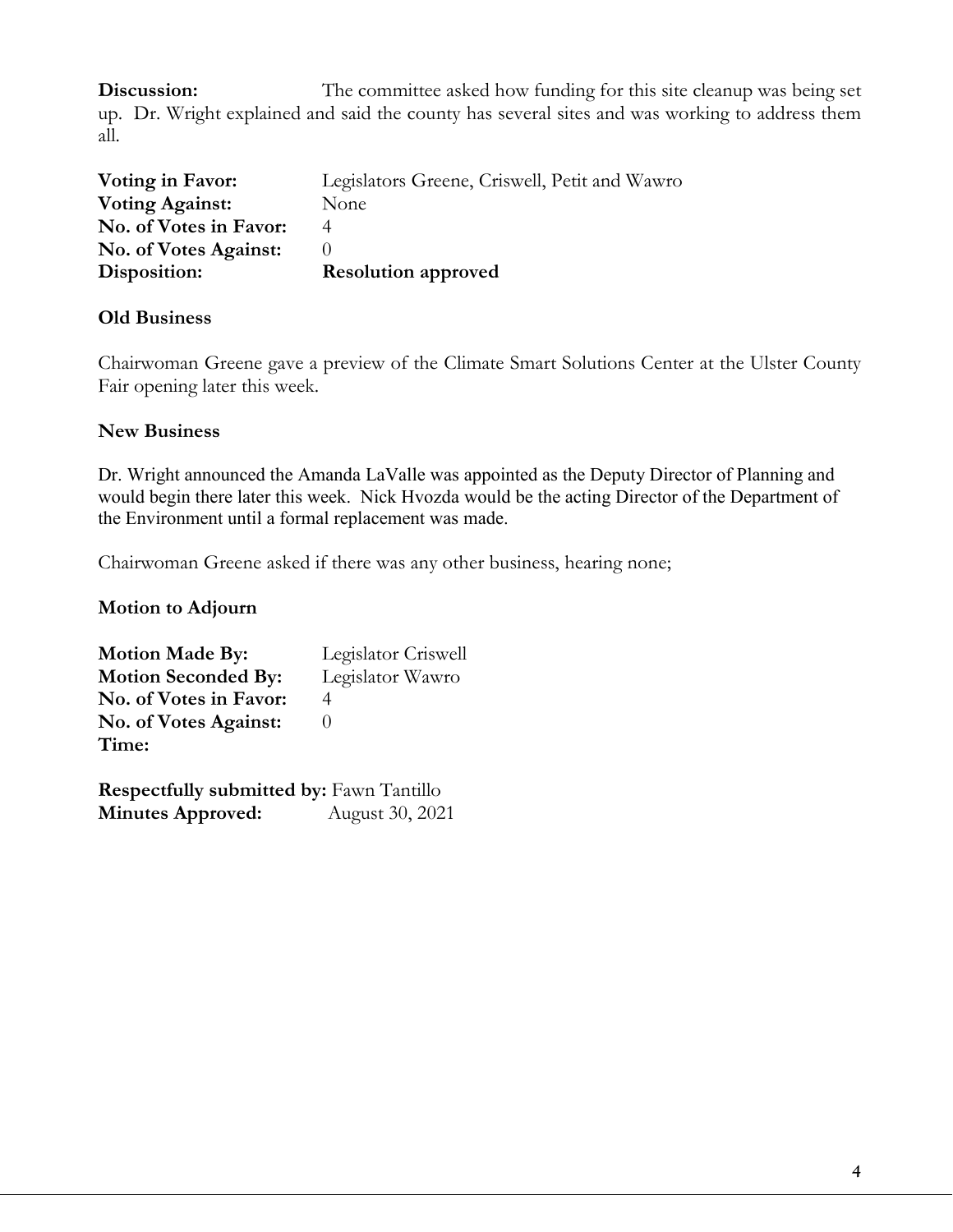**Discussion:** The committee asked how funding for this site cleanup was being set up. Dr. Wright explained and said the county has several sites and was working to address them all.

**Voting in Favor:** Legislators Greene, Criswell, Petit and Wawro
**Voting Against:** None
**No. of Votes in Favor:** 4
**No. of Votes Against:** 0
**Disposition:** **Resolution approved**

**Old Business**

Chairwoman Greene gave a preview of the Climate Smart Solutions Center at the Ulster County Fair opening later this week.

**New Business**

Dr. Wright announced the Amanda LaValle was appointed as the Deputy Director of Planning and would begin there later this week. Nick Hvozda would be the acting Director of the Department of the Environment until a formal replacement was made.

Chairwoman Greene asked if there was any other business, hearing none;

**Motion to Adjourn**

**Motion Made By:** Legislator Criswell
**Motion Seconded By:** Legislator Wawro
**No. of Votes in Favor:** 4
**No. of Votes Against:** 0
**Time:**

**Respectfully submitted by:** Fawn Tantillo
**Minutes Approved:** August 30, 2021